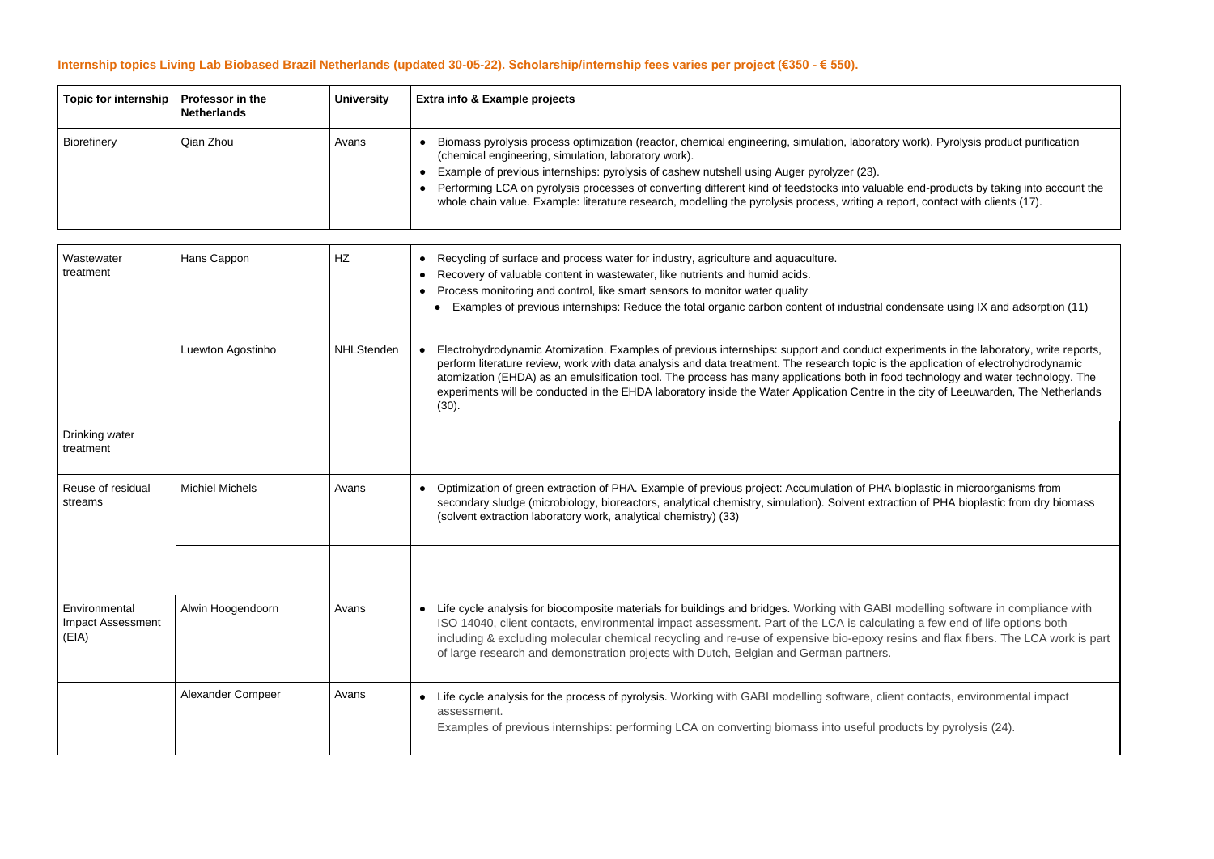**Internship topics Living Lab Biobased Brazil Netherlands (updated 30-05-22). Scholarship/internship fees varies per project (€350 - € 550).**

| Topic for internship | Professor in the Netherlands | University | Extra info & Example projects |
|---|---|---|---|
| Biorefinery | Qian Zhou | Avans | • Biomass pyrolysis process optimization (reactor, chemical engineering, simulation, laboratory work). Pyrolysis product purification (chemical engineering, simulation, laboratory work).<br>• Example of previous internships: pyrolysis of cashew nutshell using Auger pyrolyzer (23).<br>• Performing LCA on pyrolysis processes of converting different kind of feedstocks into valuable end-products by taking into account the whole chain value. Example: literature research, modelling the pyrolysis process, writing a report, contact with clients (17). |
| Wastewater treatment | Hans Cappon | HZ | • Recycling of surface and process water for industry, agriculture and aquaculture.<br>• Recovery of valuable content in wastewater, like nutrients and humid acids.<br>• Process monitoring and control, like smart sensors to monitor water quality<br>• Examples of previous internships: Reduce the total organic carbon content of industrial condensate using IX and adsorption (11) |
| | Luewton Agostinho | NHLStenden | • Electrohydrodynamic Atomization. Examples of previous internships: support and conduct experiments in the laboratory, write reports, perform literature review, work with data analysis and data treatment. The research topic is the application of electrohydrodynamic atomization (EHDA) as an emulsification tool. The process has many applications both in food technology and water technology. The experiments will be conducted in the EHDA laboratory inside the Water Application Centre in the city of Leeuwarden, The Netherlands (30). |
| Drinking water treatment | | | |
| Reuse of residual streams | Michiel Michels | Avans | • Optimization of green extraction of PHA. Example of previous project: Accumulation of PHA bioplastic in microorganisms from secondary sludge (microbiology, bioreactors, analytical chemistry, simulation). Solvent extraction of PHA bioplastic from dry biomass (solvent extraction laboratory work, analytical chemistry) (33) |
| | | | |
| Environmental Impact Assessment (EIA) | Alwin Hoogendoorn | Avans | • Life cycle analysis for biocomposite materials for buildings and bridges. Working with GABI modelling software in compliance with ISO 14040, client contacts, environmental impact assessment. Part of the LCA is calculating a few end of life options both including & excluding molecular chemical recycling and re-use of expensive bio-epoxy resins and flax fibers. The LCA work is part of large research and demonstration projects with Dutch, Belgian and German partners. |
| | Alexander Compeer | Avans | • Life cycle analysis for the process of pyrolysis. Working with GABI modelling software, client contacts, environmental impact assessment.<br>Examples of previous internships: performing LCA on converting biomass into useful products by pyrolysis (24). |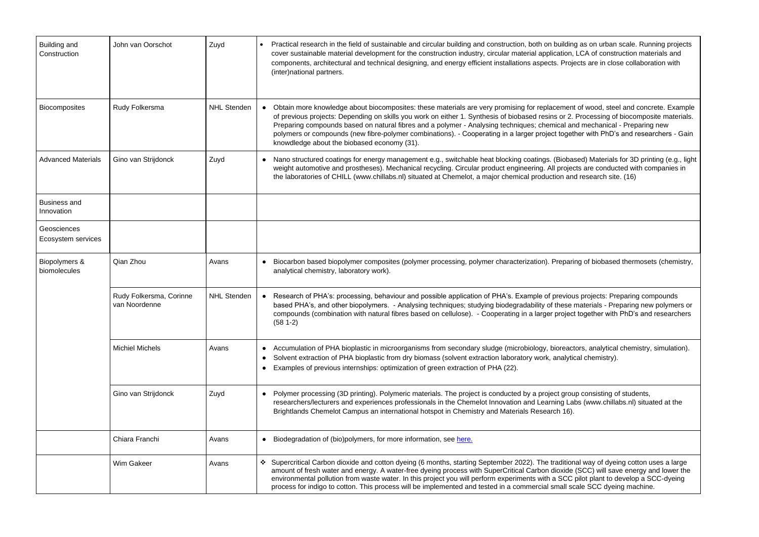| | | | |
|---|---|---|---|
| Building and Construction | John van Oorschot | Zuyd | • Practical research in the field of sustainable and circular building and construction, both on building as on urban scale. Running projects cover sustainable material development for the construction industry, circular material application, LCA of construction materials and components, architectural and technical designing, and energy efficient installations aspects. Projects are in close collaboration with (inter)national partners. |
| Biocomposites | Rudy Folkersma | NHL Stenden | • Obtain more knowledge about biocomposites: these materials are very promising for replacement of wood, steel and concrete. Example of previous projects: Depending on skills you work on either 1. Synthesis of biobased resins or 2. Processing of biocomposite materials. Preparing compounds based on natural fibres and a polymer - Analysing techniques; chemical and mechanical - Preparing new polymers or compounds (new fibre-polymer combinations). - Cooperating in a larger project together with PhD's and researchers - Gain knowdledge about the biobased economy (31). |
| Advanced Materials | Gino van Strijdonck | Zuyd | • Nano structured coatings for energy management e.g., switchable heat blocking coatings. (Biobased) Materials for 3D printing (e.g., light weight automotive and prostheses). Mechanical recycling. Circular product engineering. All projects are conducted with companies in the laboratories of CHILL (www.chillabs.nl) situated at Chemelot, a major chemical production and research site. (16) |
| Business and Innovation | | | |
| Geosciences Ecosystem services | | | |
| Biopolymers & biomolecules | Qian Zhou | Avans | • Biocarbon based biopolymer composites (polymer processing, polymer characterization). Preparing of biobased thermosets (chemistry, analytical chemistry, laboratory work). |
| | Rudy Folkersma, Corinne van Noordenne | NHL Stenden | • Research of PHA's: processing, behaviour and possible application of PHA's. Example of previous projects: Preparing compounds based PHA's, and other biopolymers. - Analysing techniques; studying biodegradability of these materials - Preparing new polymers or compounds (combination with natural fibres based on cellulose). - Cooperating in a larger project together with PhD's and researchers (58 1-2) |
| | Michiel Michels | Avans | • Accumulation of PHA bioplastic in microorganisms from secondary sludge (microbiology, bioreactors, analytical chemistry, simulation).<br>• Solvent extraction of PHA bioplastic from dry biomass (solvent extraction laboratory work, analytical chemistry).<br>• Examples of previous internships: optimization of green extraction of PHA (22). |
| | Gino van Strijdonck | Zuyd | • Polymer processing (3D printing). Polymeric materials. The project is conducted by a project group consisting of students, researchers/lecturers and experiences professionals in the Chemelot Innovation and Learning Labs (www.chillabs.nl) situated at the Brightlands Chemelot Campus an international hotspot in Chemistry and Materials Research 16). |
| | Chiara Franchi | Avans | • Biodegradation of (bio)polymers, for more information, see here. |
| | Wim Gakeer | Avans | ❖ Supercritical Carbon dioxide and cotton dyeing (6 months, starting September 2022). The traditional way of dyeing cotton uses a large amount of fresh water and energy. A water-free dyeing process with SuperCritical Carbon dioxide (SCC) will save energy and lower the environmental pollution from waste water. In this project you will perform experiments with a SCC pilot plant to develop a SCC-dyeing process for indigo to cotton. This process will be implemented and tested in a commercial small scale SCC dyeing machine. |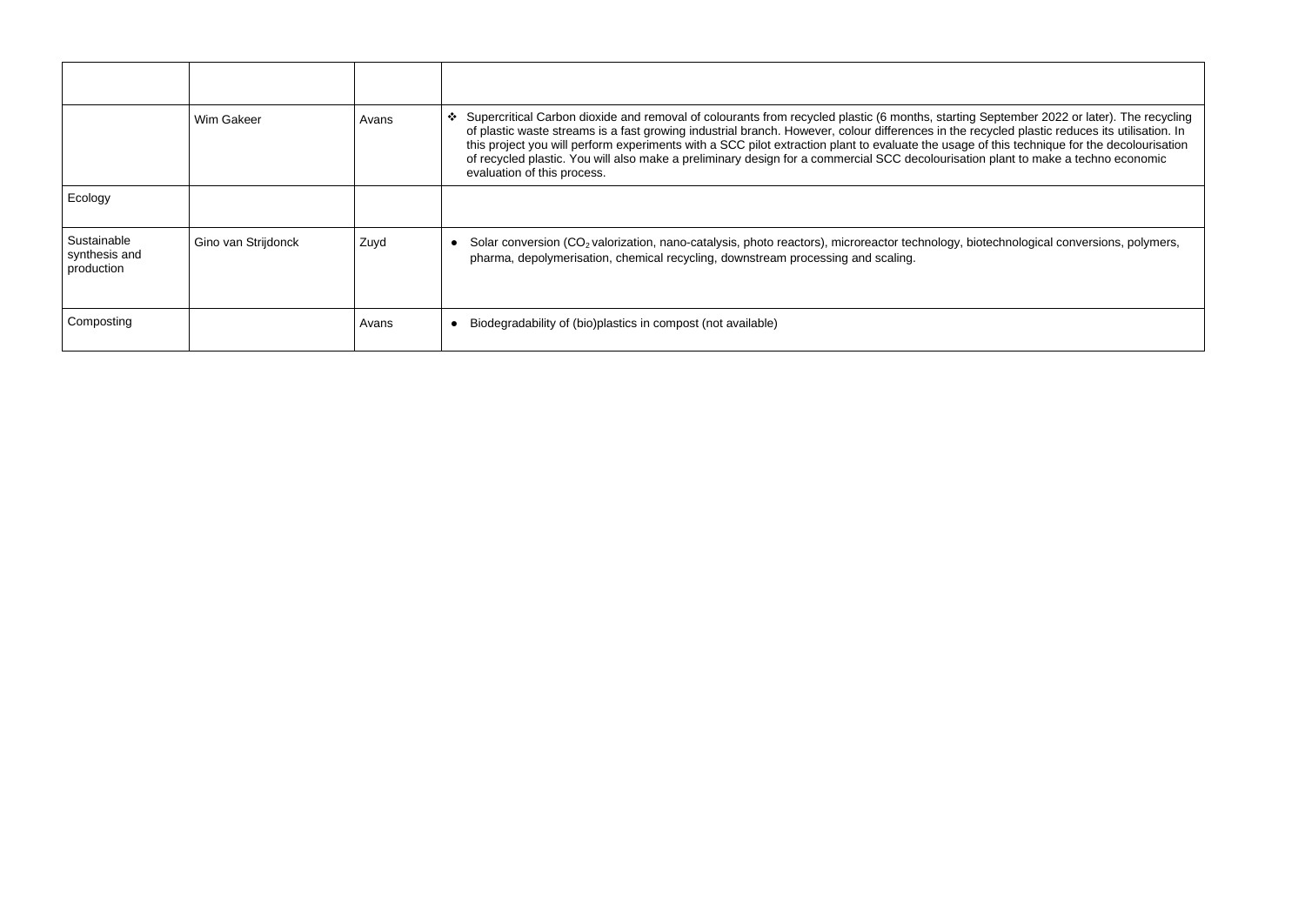| | | | |
|---|---|---|---|
| | | | |
| | Wim Gakeer | Avans | ❖ Supercritical Carbon dioxide and removal of colourants from recycled plastic (6 months, starting September 2022 or later). The recycling of plastic waste streams is a fast growing industrial branch. However, colour differences in the recycled plastic reduces its utilisation. In this project you will perform experiments with a SCC pilot extraction plant to evaluate the usage of this technique for the decolourisation of recycled plastic. You will also make a preliminary design for a commercial SCC decolourisation plant to make a techno economic evaluation of this process. |
| Ecology | | | |
| Sustainable synthesis and production | Gino van Strijdonck | Zuyd | ● Solar conversion ($CO_2$ valorization, nano-catalysis, photo reactors), microreactor technology, biotechnological conversions, polymers, pharma, depolymerisation, chemical recycling, downstream processing and scaling. |
| Composting | | Avans | ● Biodegradability of (bio)plastics in compost (not available) |